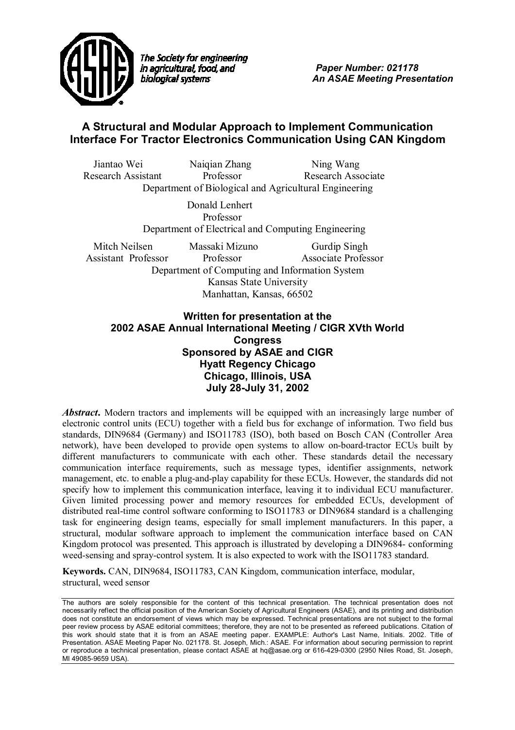The Society for engineering in agricultural, food, and biological systems

*Paper Number: 021178*
*An ASAE Meeting Presentation*

# A Structural and Modular Approach to Implement Communication Interface For Tractor Electronics Communication Using CAN Kingdom

Jiantao Wei, Research Assistant
Naiqian Zhang, Professor
Ning Wang, Research Associate
Department of Biological and Agricultural Engineering

Donald Lenhert, Professor
Department of Electrical and Computing Engineering

Mitch Neilsen, Assistant Professor
Massaki Mizuno, Professor
Gurdip Singh, Associate Professor
Department of Computing and Information System

Kansas State University
Manhattan, Kansas, 66502

**Written for presentation at the 2002 ASAE Annual International Meeting / CIGR XVth World Congress**
**Sponsored by ASAE and CIGR**
**Hyatt Regency Chicago**
**Chicago, Illinois, USA**
**July 28-July 31, 2002**

***Abstract*.** Modern tractors and implements will be equipped with an increasingly large number of electronic control units (ECU) together with a field bus for exchange of information. Two field bus standards, DIN9684 (Germany) and ISO11783 (ISO), both based on Bosch CAN (Controller Area network), have been developed to provide open systems to allow on-board-tractor ECUs built by different manufacturers to communicate with each other. These standards detail the necessary communication interface requirements, such as message types, identifier assignments, network management, etc. to enable a plug-and-play capability for these ECUs. However, the standards did not specify how to implement this communication interface, leaving it to individual ECU manufacturer. Given limited processing power and memory resources for embedded ECUs, development of distributed real-time control software conforming to ISO11783 or DIN9684 standard is a challenging task for engineering design teams, especially for small implement manufacturers. In this paper, a structural, modular software approach to implement the communication interface based on CAN Kingdom protocol was presented. This approach is illustrated by developing a DIN9684- conforming weed-sensing and spray-control system. It is also expected to work with the ISO11783 standard.

**Keywords.** CAN, DIN9684, ISO11783, CAN Kingdom, communication interface, modular, structural, weed sensor

The authors are solely responsible for the content of this technical presentation. The technical presentation does not necessarily reflect the official position of the American Society of Agricultural Engineers (ASAE), and its printing and distribution does not constitute an endorsement of views which may be expressed. Technical presentations are not subject to the formal peer review process by ASAE editorial committees; therefore, they are not to be presented as refereed publications. Citation of this work should state that it is from an ASAE meeting paper. EXAMPLE: Author's Last Name, Initials. 2002. Title of Presentation. ASAE Meeting Paper No. 021178. St. Joseph, Mich.: ASAE. For information about securing permission to reprint or reproduce a technical presentation, please contact ASAE at hq@asae.org or 616-429-0300 (2950 Niles Road, St. Joseph, MI 49085-9659 USA).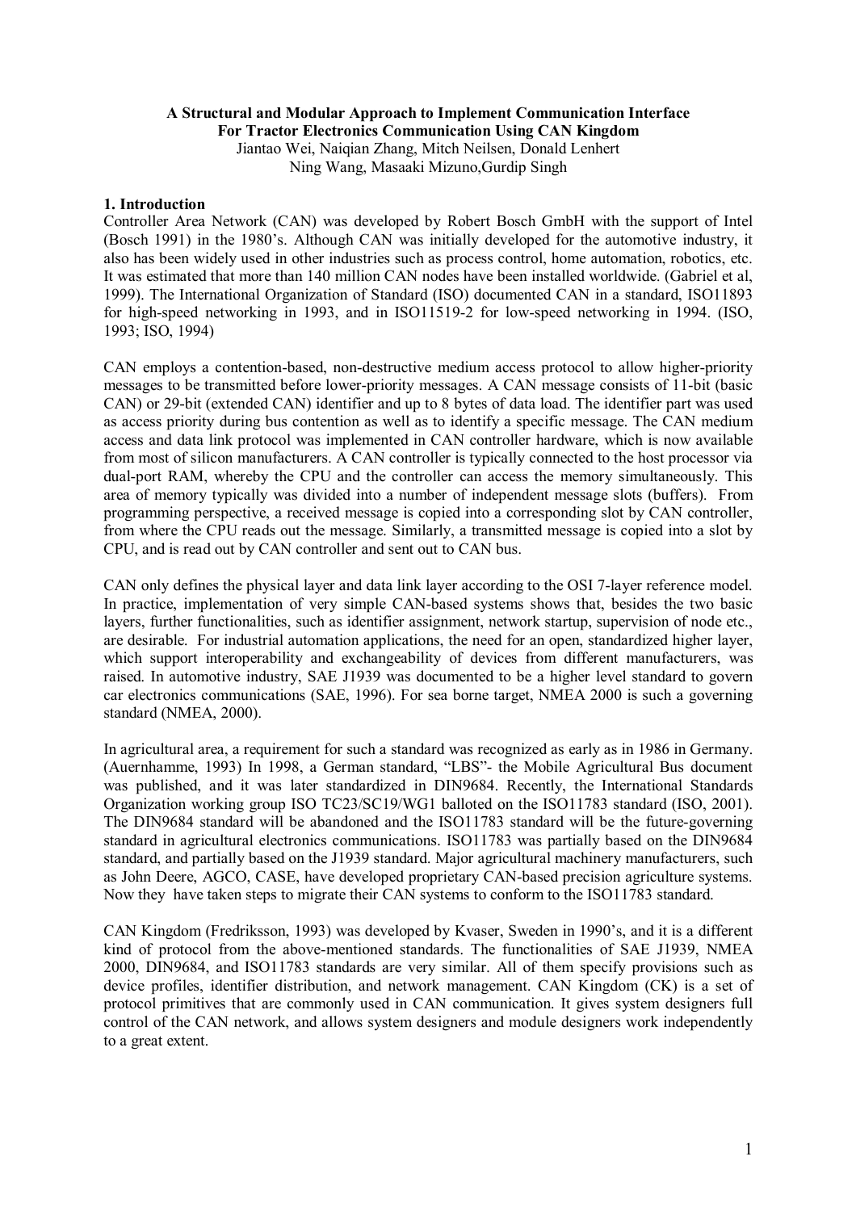**A Structural and Modular Approach to Implement Communication Interface For Tractor Electronics Communication Using CAN Kingdom**

Jiantao Wei, Naiqian Zhang, Mitch Neilsen, Donald Lenhert
Ning Wang, Masaaki Mizuno,Gurdip Singh

## 1. Introduction

Controller Area Network (CAN) was developed by Robert Bosch GmbH with the support of Intel (Bosch 1991) in the 1980's. Although CAN was initially developed for the automotive industry, it also has been widely used in other industries such as process control, home automation, robotics, etc. It was estimated that more than 140 million CAN nodes have been installed worldwide. (Gabriel et al, 1999). The International Organization of Standard (ISO) documented CAN in a standard, ISO11893 for high-speed networking in 1993, and in ISO11519-2 for low-speed networking in 1994. (ISO, 1993; ISO, 1994)

CAN employs a contention-based, non-destructive medium access protocol to allow higher-priority messages to be transmitted before lower-priority messages. A CAN message consists of 11-bit (basic CAN) or 29-bit (extended CAN) identifier and up to 8 bytes of data load. The identifier part was used as access priority during bus contention as well as to identify a specific message. The CAN medium access and data link protocol was implemented in CAN controller hardware, which is now available from most of silicon manufacturers. A CAN controller is typically connected to the host processor via dual-port RAM, whereby the CPU and the controller can access the memory simultaneously. This area of memory typically was divided into a number of independent message slots (buffers). From programming perspective, a received message is copied into a corresponding slot by CAN controller, from where the CPU reads out the message. Similarly, a transmitted message is copied into a slot by CPU, and is read out by CAN controller and sent out to CAN bus.

CAN only defines the physical layer and data link layer according to the OSI 7-layer reference model. In practice, implementation of very simple CAN-based systems shows that, besides the two basic layers, further functionalities, such as identifier assignment, network startup, supervision of node etc., are desirable. For industrial automation applications, the need for an open, standardized higher layer, which support interoperability and exchangeability of devices from different manufacturers, was raised. In automotive industry, SAE J1939 was documented to be a higher level standard to govern car electronics communications (SAE, 1996). For sea borne target, NMEA 2000 is such a governing standard (NMEA, 2000).

In agricultural area, a requirement for such a standard was recognized as early as in 1986 in Germany. (Auernhamme, 1993) In 1998, a German standard, "LBS"- the Mobile Agricultural Bus document was published, and it was later standardized in DIN9684. Recently, the International Standards Organization working group ISO TC23/SC19/WG1 balloted on the ISO11783 standard (ISO, 2001). The DIN9684 standard will be abandoned and the ISO11783 standard will be the future-governing standard in agricultural electronics communications. ISO11783 was partially based on the DIN9684 standard, and partially based on the J1939 standard. Major agricultural machinery manufacturers, such as John Deere, AGCO, CASE, have developed proprietary CAN-based precision agriculture systems. Now they have taken steps to migrate their CAN systems to conform to the ISO11783 standard.

CAN Kingdom (Fredriksson, 1993) was developed by Kvaser, Sweden in 1990's, and it is a different kind of protocol from the above-mentioned standards. The functionalities of SAE J1939, NMEA 2000, DIN9684, and ISO11783 standards are very similar. All of them specify provisions such as device profiles, identifier distribution, and network management. CAN Kingdom (CK) is a set of protocol primitives that are commonly used in CAN communication. It gives system designers full control of the CAN network, and allows system designers and module designers work independently to a great extent.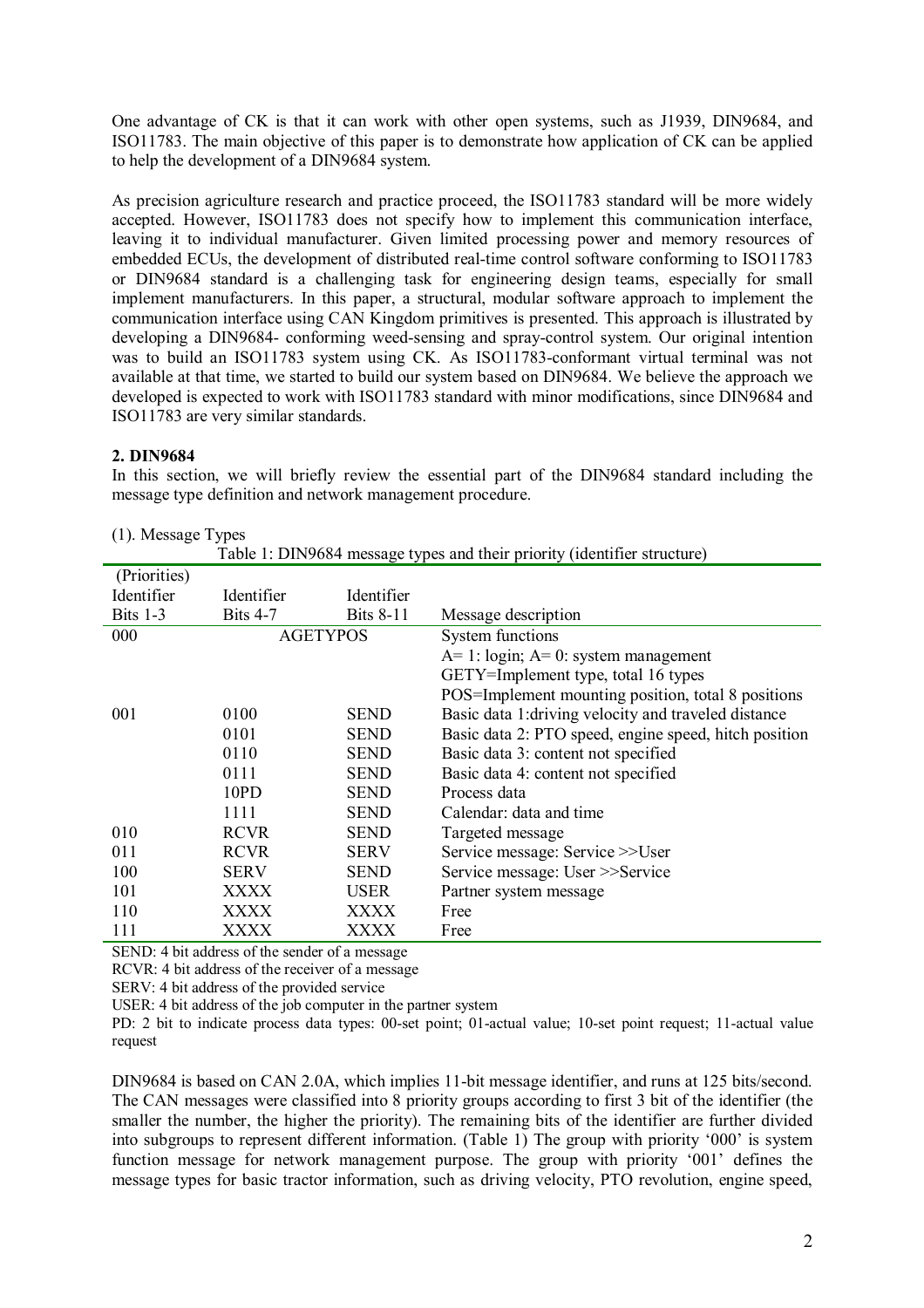One advantage of CK is that it can work with other open systems, such as J1939, DIN9684, and ISO11783. The main objective of this paper is to demonstrate how application of CK can be applied to help the development of a DIN9684 system.

As precision agriculture research and practice proceed, the ISO11783 standard will be more widely accepted. However, ISO11783 does not specify how to implement this communication interface, leaving it to individual manufacturer. Given limited processing power and memory resources of embedded ECUs, the development of distributed real-time control software conforming to ISO11783 or DIN9684 standard is a challenging task for engineering design teams, especially for small implement manufacturers. In this paper, a structural, modular software approach to implement the communication interface using CAN Kingdom primitives is presented. This approach is illustrated by developing a DIN9684- conforming weed-sensing and spray-control system. Our original intention was to build an ISO11783 system using CK. As ISO11783-conformant virtual terminal was not available at that time, we started to build our system based on DIN9684. We believe the approach we developed is expected to work with ISO11783 standard with minor modifications, since DIN9684 and ISO11783 are very similar standards.

## 2. DIN9684

In this section, we will briefly review the essential part of the DIN9684 standard including the message type definition and network management procedure.

(1). Message Types

Table 1: DIN9684 message types and their priority (identifier structure)

| (Priorities) Identifier Bits 1-3 | Identifier Bits 4-7 | Identifier Bits 8-11 | Message description |
|---|---|---|---|
| 000 | AGETYPOS | | System functions<br>A= 1: login; A= 0: system management<br>GETY=Implement type, total 16 types<br>POS=Implement mounting position, total 8 positions |
| 001 | 0100 | SEND | Basic data 1:driving velocity and traveled distance |
| | 0101 | SEND | Basic data 2: PTO speed, engine speed, hitch position |
| | 0110 | SEND | Basic data 3: content not specified |
| | 0111 | SEND | Basic data 4: content not specified |
| | 10PD | SEND | Process data |
| | 1111 | SEND | Calendar: data and time |
| 010 | RCVR | SEND | Targeted message |
| 011 | RCVR | SERV | Service message: Service >>User |
| 100 | SERV | SEND | Service message: User >>Service |
| 101 | XXXX | USER | Partner system message |
| 110 | XXXX | XXXX | Free |
| 111 | XXXX | XXXX | Free |

SEND: 4 bit address of the sender of a message
RCVR: 4 bit address of the receiver of a message
SERV: 4 bit address of the provided service
USER: 4 bit address of the job computer in the partner system
PD: 2 bit to indicate process data types: 00-set point; 01-actual value; 10-set point request; 11-actual value request

DIN9684 is based on CAN 2.0A, which implies 11-bit message identifier, and runs at 125 bits/second. The CAN messages were classified into 8 priority groups according to first 3 bit of the identifier (the smaller the number, the higher the priority). The remaining bits of the identifier are further divided into subgroups to represent different information. (Table 1) The group with priority '000' is system function message for network management purpose. The group with priority '001' defines the message types for basic tractor information, such as driving velocity, PTO revolution, engine speed,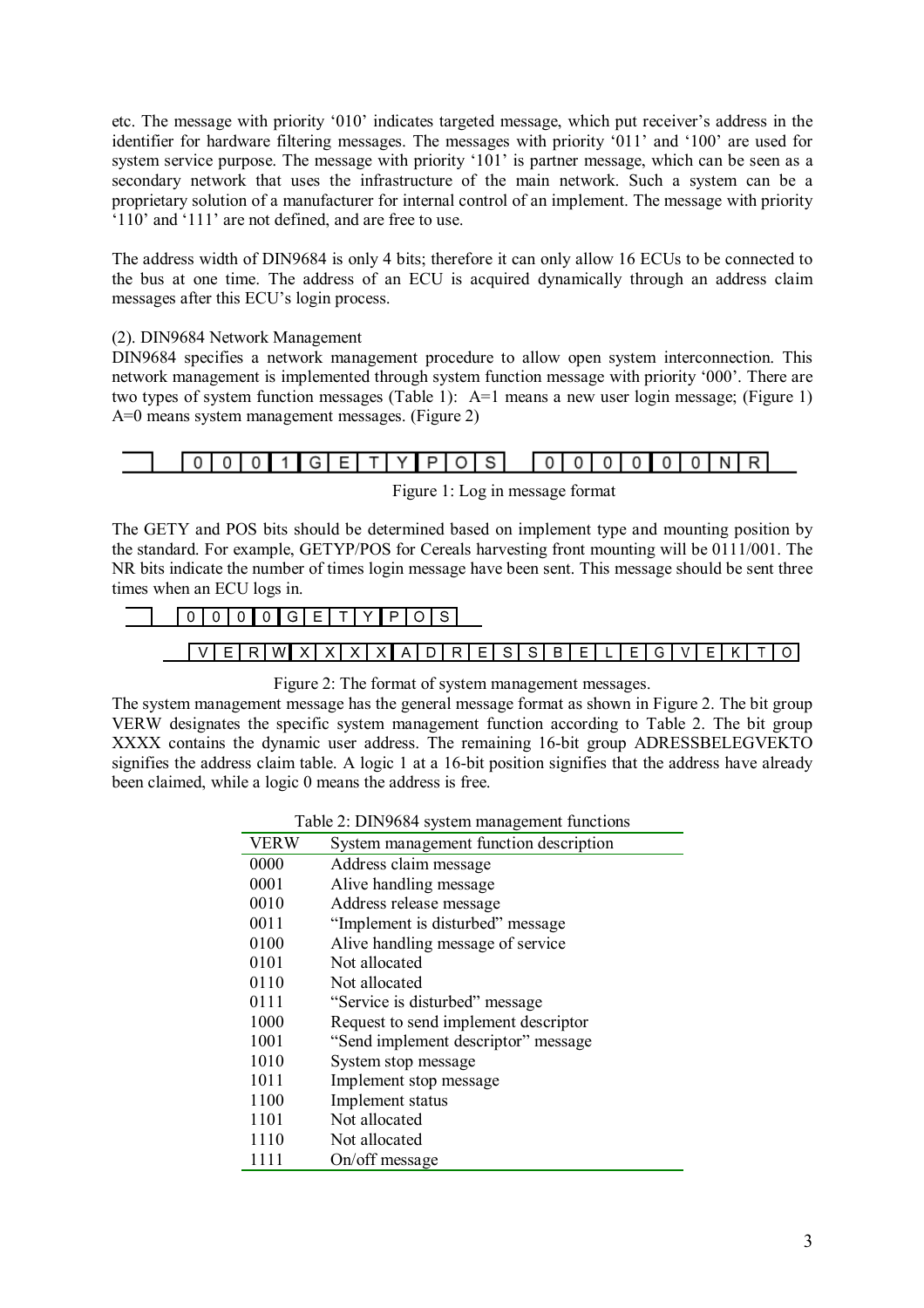etc. The message with priority '010' indicates targeted message, which put receiver's address in the identifier for hardware filtering messages. The messages with priority '011' and '100' are used for system service purpose. The message with priority '101' is partner message, which can be seen as a secondary network that uses the infrastructure of the main network. Such a system can be a proprietary solution of a manufacturer for internal control of an implement. The message with priority '110' and '111' are not defined, and are free to use.

The address width of DIN9684 is only 4 bits; therefore it can only allow 16 ECUs to be connected to the bus at one time. The address of an ECU is acquired dynamically through an address claim messages after this ECU's login process.

(2). DIN9684 Network Management

DIN9684 specifies a network management procedure to allow open system interconnection. This network management is implemented through system function message with priority '000'. There are two types of system function messages (Table 1): A=1 means a new user login message; (Figure 1) A=0 means system management messages. (Figure 2)

| 0 | 0 | 0 | 1 | G | E | T | Y | P | O | S |
|---|---|---|---|---|---|---|---|---|---|---|

| 0 | 0 | 0 | 0 | 0 | 0 | N | R |
|---|---|---|---|---|---|---|---|

Figure 1: Log in message format

The GETY and POS bits should be determined based on implement type and mounting position by the standard. For example, GETYP/POS for Cereals harvesting front mounting will be 0111/001. The NR bits indicate the number of times login message have been sent. This message should be sent three times when an ECU logs in.

| 0 | 0 | 0 | 0 | G | E | T | Y | P | O | S |
|---|---|---|---|---|---|---|---|---|---|---|

| V | E | R | W | X | X | X | X | A | D | R | E | S | S | B | E | L | E | G | V | E | K | T | O |
|---|---|---|---|---|---|---|---|---|---|---|---|---|---|---|---|---|---|---|---|---|---|---|---|

Figure 2: The format of system management messages.

The system management message has the general message format as shown in Figure 2. The bit group VERW designates the specific system management function according to Table 2. The bit group XXXX contains the dynamic user address. The remaining 16-bit group ADRESSBELEGVEKTO signifies the address claim table. A logic 1 at a 16-bit position signifies that the address have already been claimed, while a logic 0 means the address is free.

Table 2: DIN9684 system management functions

| VERW | System management function description |
|---|---|
| 0000 | Address claim message |
| 0001 | Alive handling message |
| 0010 | Address release message |
| 0011 | "Implement is disturbed" message |
| 0100 | Alive handling message of service |
| 0101 | Not allocated |
| 0110 | Not allocated |
| 0111 | "Service is disturbed" message |
| 1000 | Request to send implement descriptor |
| 1001 | "Send implement descriptor" message |
| 1010 | System stop message |
| 1011 | Implement stop message |
| 1100 | Implement status |
| 1101 | Not allocated |
| 1110 | Not allocated |
| 1111 | On/off message |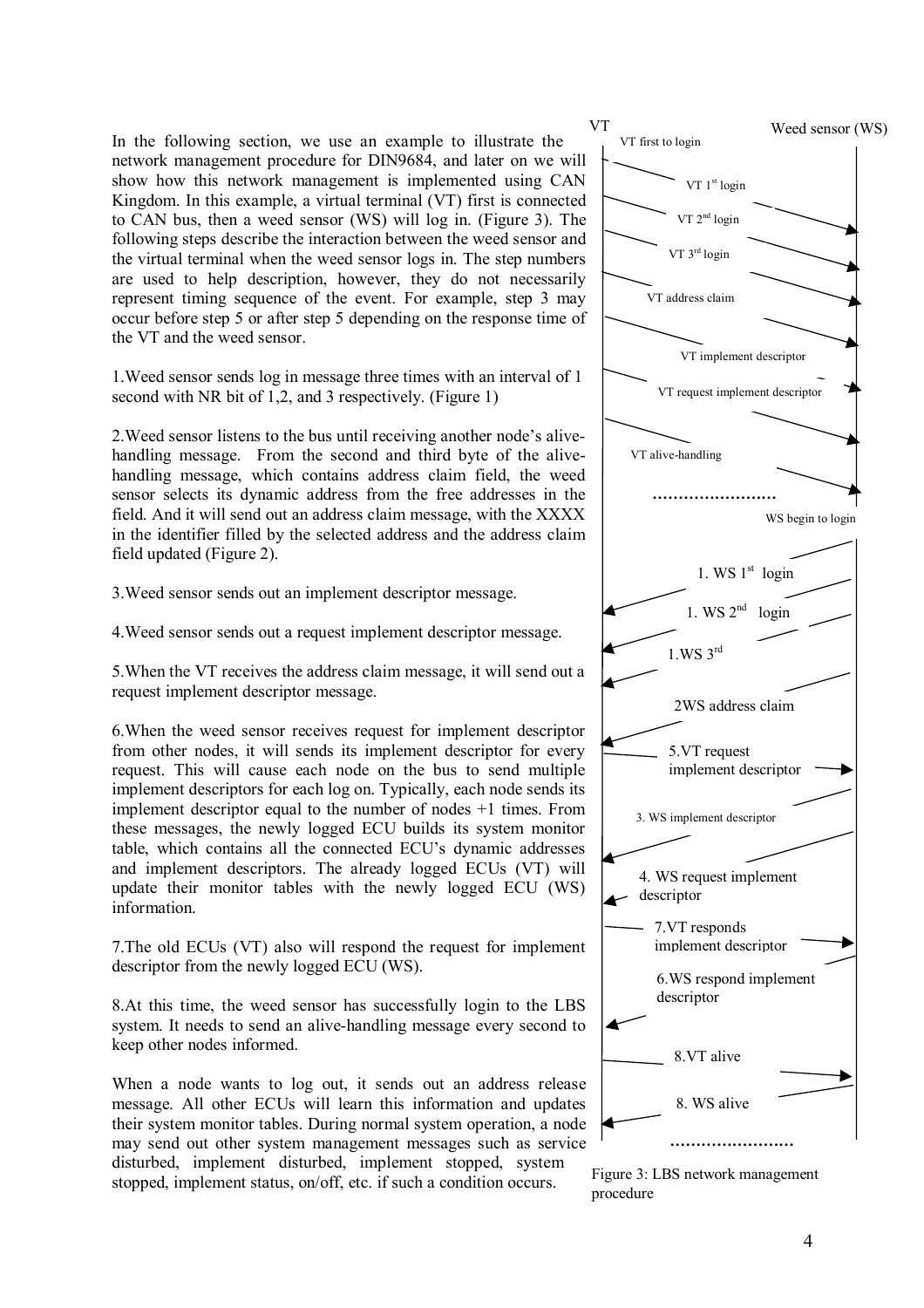In the following section, we use an example to illustrate the network management procedure for DIN9684, and later on we will show how this network management is implemented using CAN Kingdom. In this example, a virtual terminal (VT) first is connected to CAN bus, then a weed sensor (WS) will log in. (Figure 3). The following steps describe the interaction between the weed sensor and the virtual terminal when the weed sensor logs in. The step numbers are used to help description, however, they do not necessarily represent timing sequence of the event. For example, step 3 may occur before step 5 or after step 5 depending on the response time of the VT and the weed sensor.

1.Weed sensor sends log in message three times with an interval of 1 second with NR bit of 1,2, and 3 respectively. (Figure 1)

2.Weed sensor listens to the bus until receiving another node's alive-handling message. From the second and third byte of the alive-handling message, which contains address claim field, the weed sensor selects its dynamic address from the free addresses in the field. And it will send out an address claim message, with the XXXX in the identifier filled by the selected address and the address claim field updated (Figure 2).

3.Weed sensor sends out an implement descriptor message.

4.Weed sensor sends out a request implement descriptor message.

5.When the VT receives the address claim message, it will send out a request implement descriptor message.

6.When the weed sensor receives request for implement descriptor from other nodes, it will sends its implement descriptor for every request. This will cause each node on the bus to send multiple implement descriptors for each log on. Typically, each node sends its implement descriptor equal to the number of nodes +1 times. From these messages, the newly logged ECU builds its system monitor table, which contains all the connected ECU's dynamic addresses and implement descriptors. The already logged ECUs (VT) will update their monitor tables with the newly logged ECU (WS) information.

7.The old ECUs (VT) also will respond the request for implement descriptor from the newly logged ECU (WS).

8.At this time, the weed sensor has successfully login to the LBS system. It needs to send an alive-handling message every second to keep other nodes informed.

When a node wants to log out, it sends out an address release message. All other ECUs will learn this information and updates their system monitor tables. During normal system operation, a node may send out other system management messages such as service disturbed, implement disturbed, implement stopped, system stopped, implement status, on/off, etc. if such a condition occurs.

Figure 3: LBS network management procedure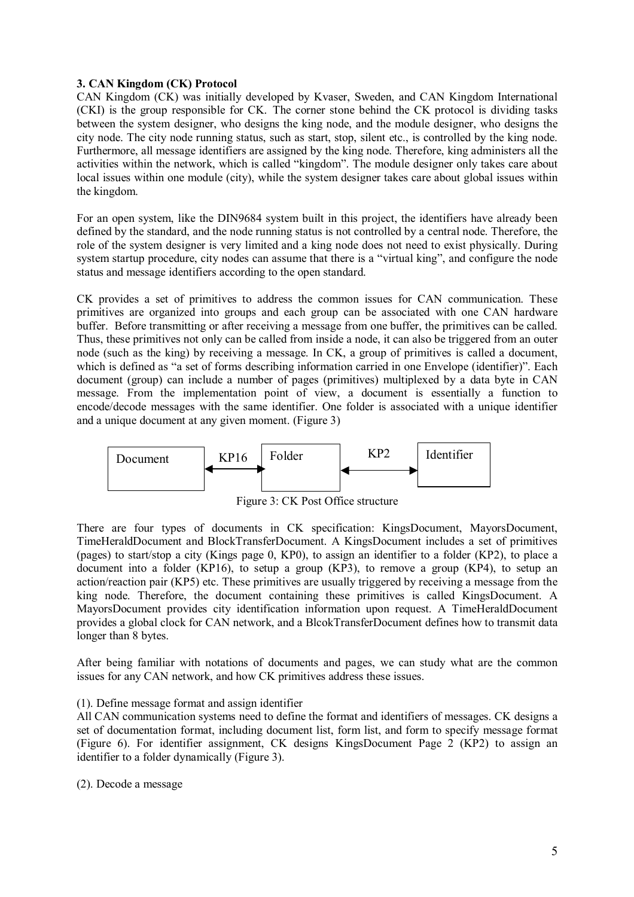### 3. CAN Kingdom (CK) Protocol

CAN Kingdom (CK) was initially developed by Kvaser, Sweden, and CAN Kingdom International (CKI) is the group responsible for CK. The corner stone behind the CK protocol is dividing tasks between the system designer, who designs the king node, and the module designer, who designs the city node. The city node running status, such as start, stop, silent etc., is controlled by the king node. Furthermore, all message identifiers are assigned by the king node. Therefore, king administers all the activities within the network, which is called "kingdom". The module designer only takes care about local issues within one module (city), while the system designer takes care about global issues within the kingdom.

For an open system, like the DIN9684 system built in this project, the identifiers have already been defined by the standard, and the node running status is not controlled by a central node. Therefore, the role of the system designer is very limited and a king node does not need to exist physically. During system startup procedure, city nodes can assume that there is a "virtual king", and configure the node status and message identifiers according to the open standard.

CK provides a set of primitives to address the common issues for CAN communication. These primitives are organized into groups and each group can be associated with one CAN hardware buffer. Before transmitting or after receiving a message from one buffer, the primitives can be called. Thus, these primitives not only can be called from inside a node, it can also be triggered from an outer node (such as the king) by receiving a message. In CK, a group of primitives is called a document, which is defined as "a set of forms describing information carried in one Envelope (identifier)". Each document (group) can include a number of pages (primitives) multiplexed by a data byte in CAN message. From the implementation point of view, a document is essentially a function to encode/decode messages with the same identifier. One folder is associated with a unique identifier and a unique document at any given moment. (Figure 3)

Document ←KP16→ Folder ←KP2→ Identifier

Figure 3: CK Post Office structure

There are four types of documents in CK specification: KingsDocument, MayorsDocument, TimeHeraldDocument and BlockTransferDocument. A KingsDocument includes a set of primitives (pages) to start/stop a city (Kings page 0, KP0), to assign an identifier to a folder (KP2), to place a document into a folder (KP16), to setup a group (KP3), to remove a group (KP4), to setup an action/reaction pair (KP5) etc. These primitives are usually triggered by receiving a message from the king node. Therefore, the document containing these primitives is called KingsDocument. A MayorsDocument provides city identification information upon request. A TimeHeraldDocument provides a global clock for CAN network, and a BlcokTransferDocument defines how to transmit data longer than 8 bytes.

After being familiar with notations of documents and pages, we can study what are the common issues for any CAN network, and how CK primitives address these issues.

(1). Define message format and assign identifier

All CAN communication systems need to define the format and identifiers of messages. CK designs a set of documentation format, including document list, form list, and form to specify message format (Figure 6). For identifier assignment, CK designs KingsDocument Page 2 (KP2) to assign an identifier to a folder dynamically (Figure 3).

(2). Decode a message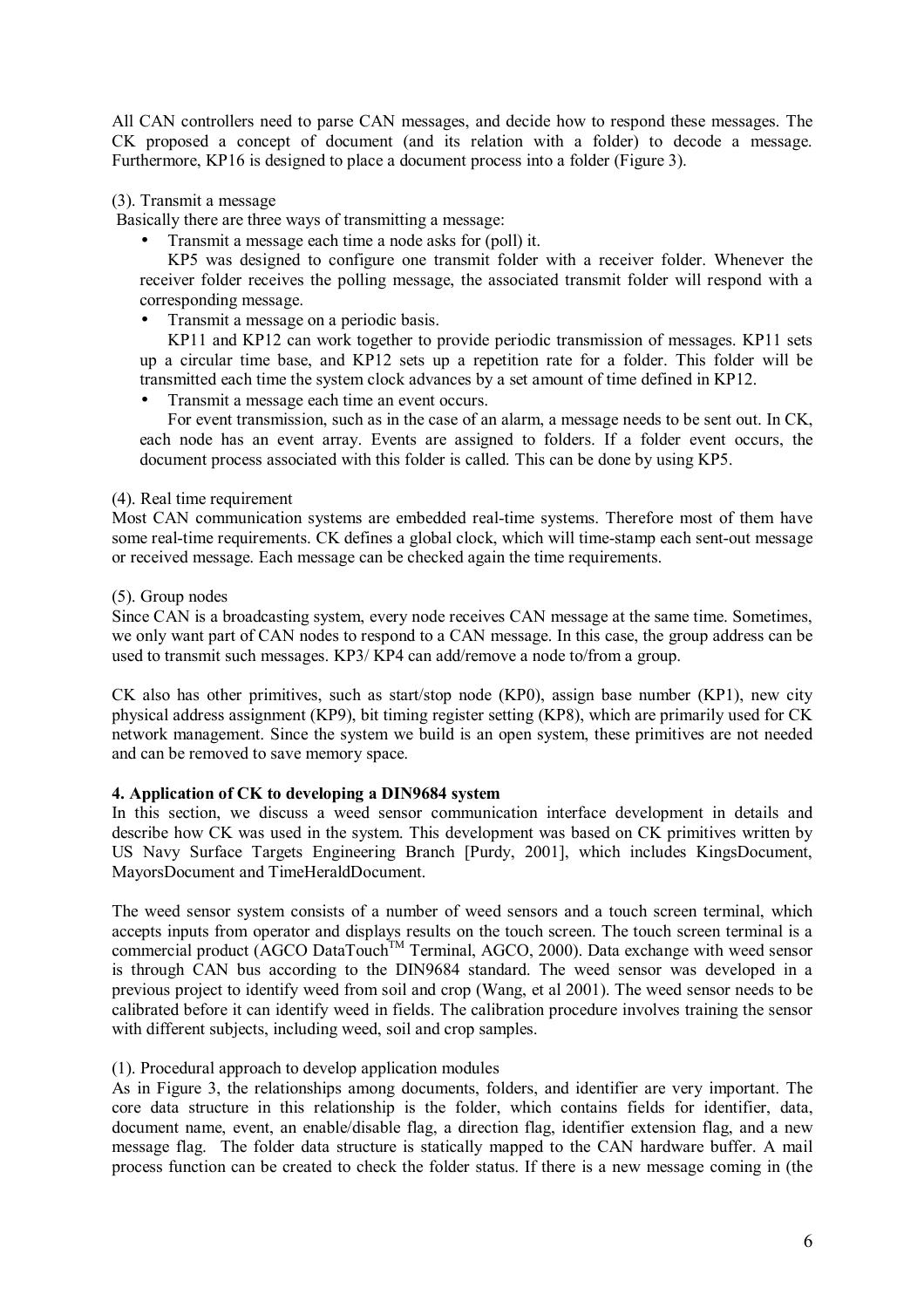All CAN controllers need to parse CAN messages, and decide how to respond these messages. The CK proposed a concept of document (and its relation with a folder) to decode a message. Furthermore, KP16 is designed to place a document process into a folder (Figure 3).

(3). Transmit a message

Basically there are three ways of transmitting a message:

- Transmit a message each time a node asks for (poll) it.

  KP5 was designed to configure one transmit folder with a receiver folder. Whenever the receiver folder receives the polling message, the associated transmit folder will respond with a corresponding message.

- Transmit a message on a periodic basis.

  KP11 and KP12 can work together to provide periodic transmission of messages. KP11 sets up a circular time base, and KP12 sets up a repetition rate for a folder. This folder will be transmitted each time the system clock advances by a set amount of time defined in KP12.

- Transmit a message each time an event occurs.

  For event transmission, such as in the case of an alarm, a message needs to be sent out. In CK, each node has an event array. Events are assigned to folders. If a folder event occurs, the document process associated with this folder is called. This can be done by using KP5.

(4). Real time requirement

Most CAN communication systems are embedded real-time systems. Therefore most of them have some real-time requirements. CK defines a global clock, which will time-stamp each sent-out message or received message. Each message can be checked again the time requirements.

(5). Group nodes

Since CAN is a broadcasting system, every node receives CAN message at the same time. Sometimes, we only want part of CAN nodes to respond to a CAN message. In this case, the group address can be used to transmit such messages. KP3/ KP4 can add/remove a node to/from a group.

CK also has other primitives, such as start/stop node (KP0), assign base number (KP1), new city physical address assignment (KP9), bit timing register setting (KP8), which are primarily used for CK network management. Since the system we build is an open system, these primitives are not needed and can be removed to save memory space.

**4. Application of CK to developing a DIN9684 system**

In this section, we discuss a weed sensor communication interface development in details and describe how CK was used in the system. This development was based on CK primitives written by US Navy Surface Targets Engineering Branch [Purdy, 2001], which includes KingsDocument, MayorsDocument and TimeHeraldDocument.

The weed sensor system consists of a number of weed sensors and a touch screen terminal, which accepts inputs from operator and displays results on the touch screen. The touch screen terminal is a commercial product (AGCO DataTouch™ Terminal, AGCO, 2000). Data exchange with weed sensor is through CAN bus according to the DIN9684 standard. The weed sensor was developed in a previous project to identify weed from soil and crop (Wang, et al 2001). The weed sensor needs to be calibrated before it can identify weed in fields. The calibration procedure involves training the sensor with different subjects, including weed, soil and crop samples.

(1). Procedural approach to develop application modules

As in Figure 3, the relationships among documents, folders, and identifier are very important. The core data structure in this relationship is the folder, which contains fields for identifier, data, document name, event, an enable/disable flag, a direction flag, identifier extension flag, and a new message flag. The folder data structure is statically mapped to the CAN hardware buffer. A mail process function can be created to check the folder status. If there is a new message coming in (the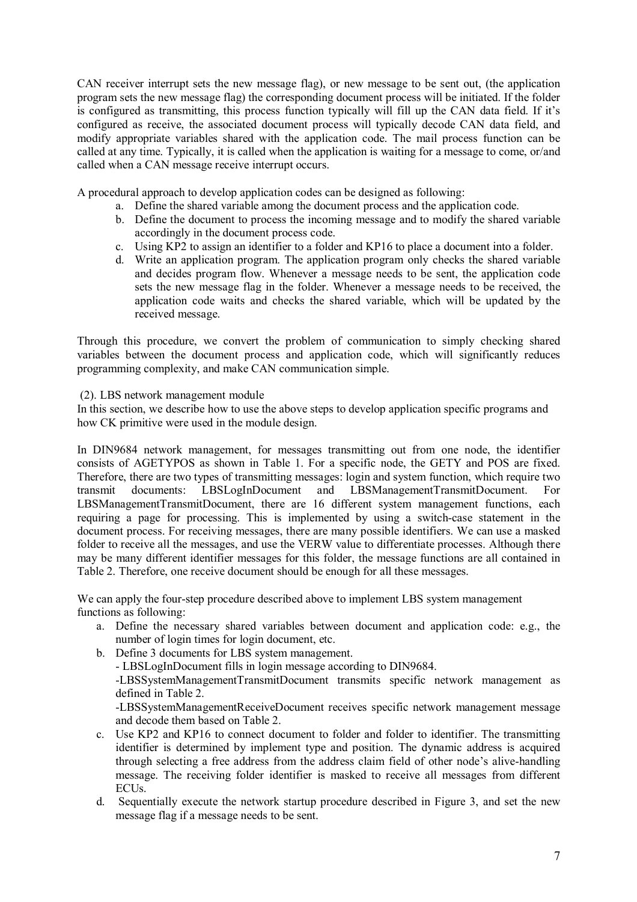CAN receiver interrupt sets the new message flag), or new message to be sent out, (the application program sets the new message flag) the corresponding document process will be initiated. If the folder is configured as transmitting, this process function typically will fill up the CAN data field. If it's configured as receive, the associated document process will typically decode CAN data field, and modify appropriate variables shared with the application code. The mail process function can be called at any time. Typically, it is called when the application is waiting for a message to come, or/and called when a CAN message receive interrupt occurs.

A procedural approach to develop application codes can be designed as following:

a. Define the shared variable among the document process and the application code.
b. Define the document to process the incoming message and to modify the shared variable accordingly in the document process code.
c. Using KP2 to assign an identifier to a folder and KP16 to place a document into a folder.
d. Write an application program. The application program only checks the shared variable and decides program flow. Whenever a message needs to be sent, the application code sets the new message flag in the folder. Whenever a message needs to be received, the application code waits and checks the shared variable, which will be updated by the received message.

Through this procedure, we convert the problem of communication to simply checking shared variables between the document process and application code, which will significantly reduces programming complexity, and make CAN communication simple.

(2). LBS network management module

In this section, we describe how to use the above steps to develop application specific programs and how CK primitive were used in the module design.

In DIN9684 network management, for messages transmitting out from one node, the identifier consists of AGETYPOS as shown in Table 1. For a specific node, the GETY and POS are fixed. Therefore, there are two types of transmitting messages: login and system function, which require two transmit documents: LBSLogInDocument and LBSManagementTransmitDocument. For LBSManagementTransmitDocument, there are 16 different system management functions, each requiring a page for processing. This is implemented by using a switch-case statement in the document process. For receiving messages, there are many possible identifiers. We can use a masked folder to receive all the messages, and use the VERW value to differentiate processes. Although there may be many different identifier messages for this folder, the message functions are all contained in Table 2. Therefore, one receive document should be enough for all these messages.

We can apply the four-step procedure described above to implement LBS system management functions as following:

a. Define the necessary shared variables between document and application code: e.g., the number of login times for login document, etc.
b. Define 3 documents for LBS system management.
   - LBSLogInDocument fills in login message according to DIN9684.
   - LBSSystemManagementTransmitDocument transmits specific network management as defined in Table 2.
   - LBSSystemManagementReceiveDocument receives specific network management message and decode them based on Table 2.
c. Use KP2 and KP16 to connect document to folder and folder to identifier. The transmitting identifier is determined by implement type and position. The dynamic address is acquired through selecting a free address from the address claim field of other node's alive-handling message. The receiving folder identifier is masked to receive all messages from different ECUs.
d. Sequentially execute the network startup procedure described in Figure 3, and set the new message flag if a message needs to be sent.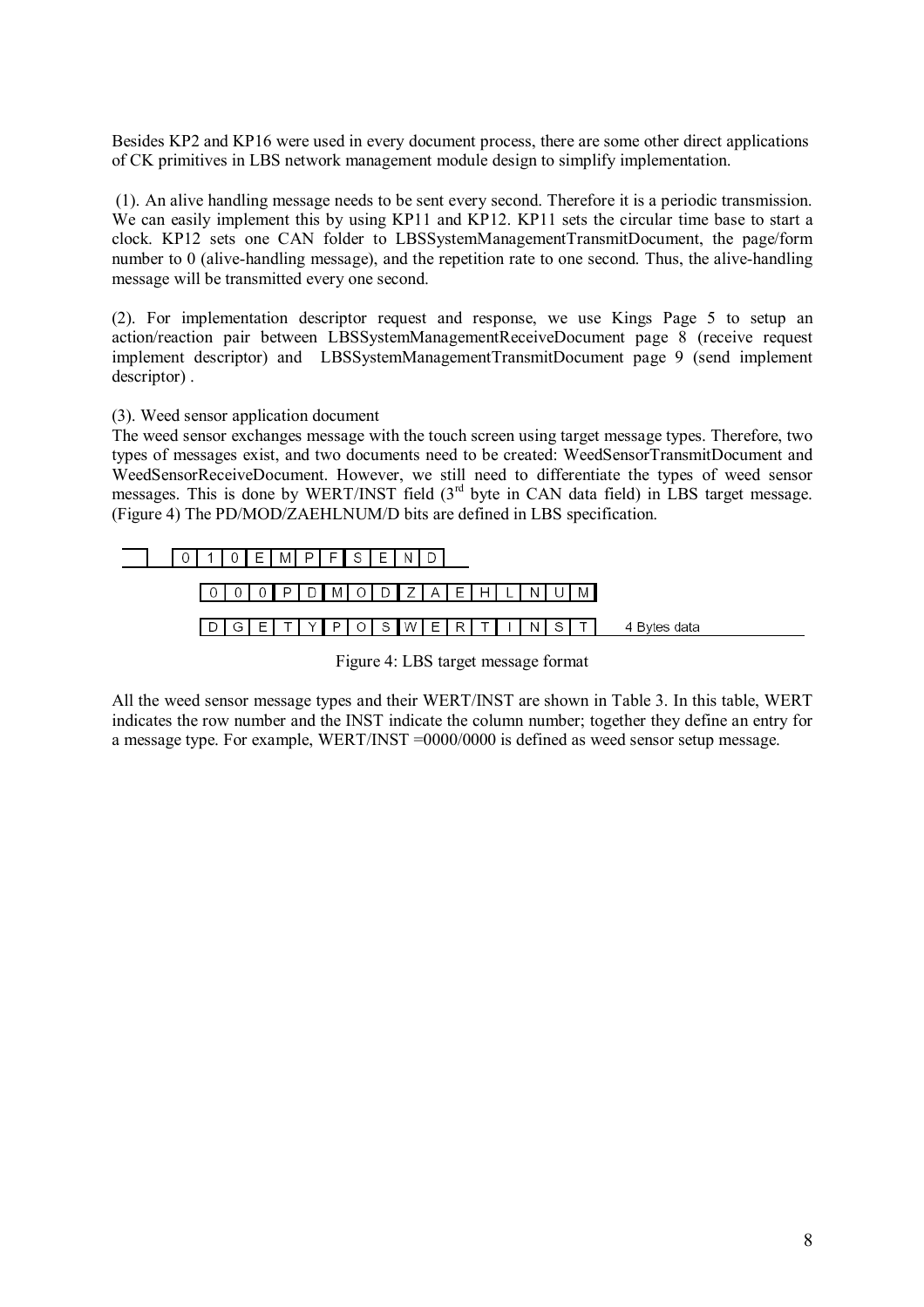Besides KP2 and KP16 were used in every document process, there are some other direct applications of CK primitives in LBS network management module design to simplify implementation.

(1). An alive handling message needs to be sent every second. Therefore it is a periodic transmission. We can easily implement this by using KP11 and KP12. KP11 sets the circular time base to start a clock. KP12 sets one CAN folder to LBSSystemManagementTransmitDocument, the page/form number to 0 (alive-handling message), and the repetition rate to one second. Thus, the alive-handling message will be transmitted every one second.

(2). For implementation descriptor request and response, we use Kings Page 5 to setup an action/reaction pair between LBSSystemManagementReceiveDocument page 8 (receive request implement descriptor) and LBSSystemManagementTransmitDocument page 9 (send implement descriptor) .

(3). Weed sensor application document

The weed sensor exchanges message with the touch screen using target message types. Therefore, two types of messages exist, and two documents need to be created: WeedSensorTransmitDocument and WeedSensorReceiveDocument. However, we still need to differentiate the types of weed sensor messages. This is done by WERT/INST field (3rd byte in CAN data field) in LBS target message. (Figure 4) The PD/MOD/ZAEHLNUM/D bits are defined in LBS specification.

| 0 | 1 | 0 | E | M | P | F | S | E | N | D |
|---|---|---|---|---|---|---|---|---|---|---|

| 0 | 0 | 0 | P | D | M | O | D | Z | A | E | H | L | N | U | M |
|---|---|---|---|---|---|---|---|---|---|---|---|---|---|---|---|

| D | G | E | T | Y | P | O | S | W | E | R | T | I | N | S | T | 4 Bytes data |
|---|---|---|---|---|---|---|---|---|---|---|---|---|---|---|---|---|

Figure 4: LBS target message format

All the weed sensor message types and their WERT/INST are shown in Table 3. In this table, WERT indicates the row number and the INST indicate the column number; together they define an entry for a message type. For example, WERT/INST =0000/0000 is defined as weed sensor setup message.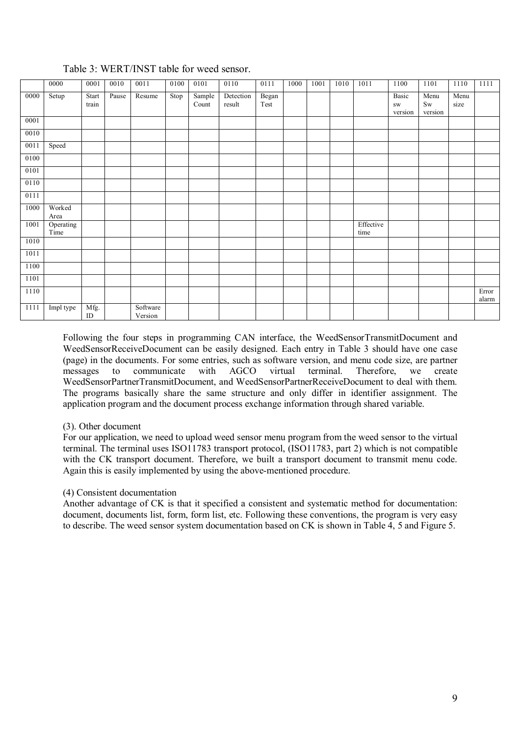Table 3: WERT/INST table for weed sensor.

| | 0000 | 0001 | 0010 | 0011 | 0100 | 0101 | 0110 | 0111 | 1000 | 1001 | 1010 | 1011 | 1100 | 1101 | 1110 | 1111 |
|---|---|---|---|---|---|---|---|---|---|---|---|---|---|---|---|---|
| 0000 | Setup | Start train | Pause | Resume | Stop | Sample Count | Detection result | Began Test | | | | | Basic sw version | Menu Sw version | Menu size | |
| 0001 | | | | | | | | | | | | | | | | |
| 0010 | | | | | | | | | | | | | | | | |
| 0011 | Speed | | | | | | | | | | | | | | | |
| 0100 | | | | | | | | | | | | | | | | |
| 0101 | | | | | | | | | | | | | | | | |
| 0110 | | | | | | | | | | | | | | | | |
| 0111 | | | | | | | | | | | | | | | | |
| 1000 | Worked Area | | | | | | | | | | | | | | | |
| 1001 | Operating Time | | | | | | | | | | | Effective time | | | | |
| 1010 | | | | | | | | | | | | | | | | |
| 1011 | | | | | | | | | | | | | | | | |
| 1100 | | | | | | | | | | | | | | | | |
| 1101 | | | | | | | | | | | | | | | | |
| 1110 | | | | | | | | | | | | | | | | Error alarm |
| 1111 | Impl type | Mfg. ID | | Software Version | | | | | | | | | | | | |

Following the four steps in programming CAN interface, the WeedSensorTransmitDocument and WeedSensorReceiveDocument can be easily designed. Each entry in Table 3 should have one case (page) in the documents. For some entries, such as software version, and menu code size, are partner messages to communicate with AGCO virtual terminal. Therefore, we create WeedSensorPartnerTransmitDocument, and WeedSensorPartnerReceiveDocument to deal with them. The programs basically share the same structure and only differ in identifier assignment. The application program and the document process exchange information through shared variable.

(3). Other document

For our application, we need to upload weed sensor menu program from the weed sensor to the virtual terminal. The terminal uses ISO11783 transport protocol, (ISO11783, part 2) which is not compatible with the CK transport document. Therefore, we built a transport document to transmit menu code. Again this is easily implemented by using the above-mentioned procedure.

(4) Consistent documentation

Another advantage of CK is that it specified a consistent and systematic method for documentation: document, documents list, form, form list, etc. Following these conventions, the program is very easy to describe. The weed sensor system documentation based on CK is shown in Table 4, 5 and Figure 5.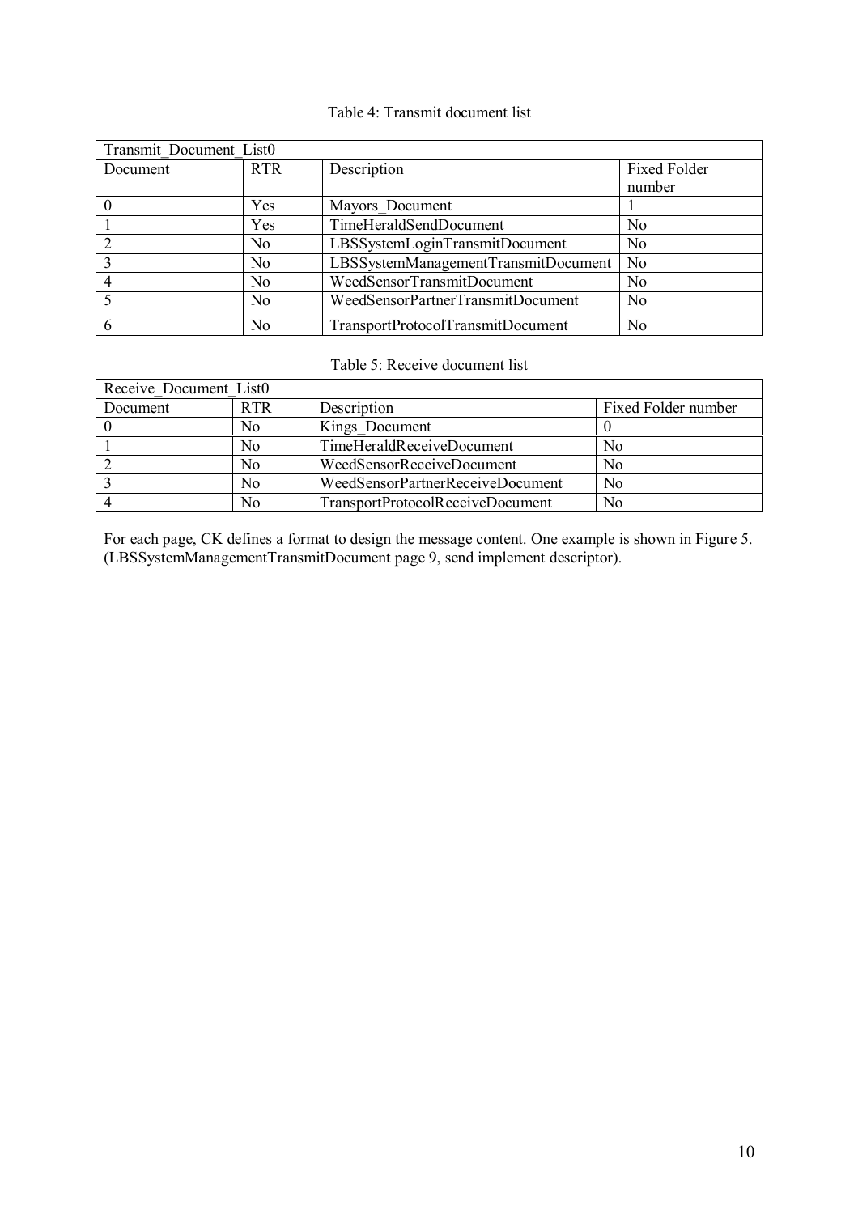Table 4: Transmit document list

| Transmit_Document_List0 | | | |
|---|---|---|---|
| Document | RTR | Description | Fixed Folder number |
| 0 | Yes | Mayors_Document | 1 |
| 1 | Yes | TimeHeraldSendDocument | No |
| 2 | No | LBSSystemLoginTransmitDocument | No |
| 3 | No | LBSSystemManagementTransmitDocument | No |
| 4 | No | WeedSensorTransmitDocument | No |
| 5 | No | WeedSensorPartnerTransmitDocument | No |
| 6 | No | TransportProtocolTransmitDocument | No |

Table 5: Receive document list

| Receive_Document_List0 | | | |
|---|---|---|---|
| Document | RTR | Description | Fixed Folder number |
| 0 | No | Kings_Document | 0 |
| 1 | No | TimeHeraldReceiveDocument | No |
| 2 | No | WeedSensorReceiveDocument | No |
| 3 | No | WeedSensorPartnerReceiveDocument | No |
| 4 | No | TransportProtocolReceiveDocument | No |

For each page, CK defines a format to design the message content. One example is shown in Figure 5. (LBSSystemManagementTransmitDocument page 9, send implement descriptor).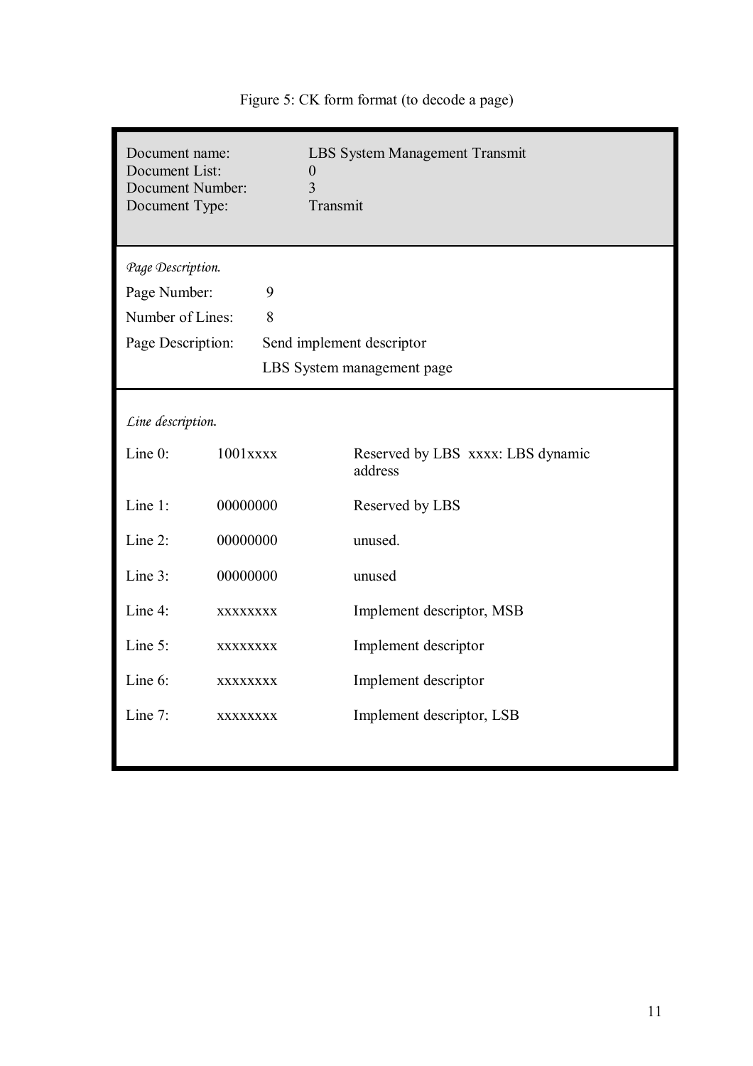Figure 5: CK form format (to decode a page)

| | |
|---|---|
| Document name: | LBS System Management Transmit |
| Document List: | 0 |
| Document Number: | 3 |
| Document Type: | Transmit |

*Page Description.*

| | |
|---|---|
| Page Number: | 9 |
| Number of Lines: | 8 |
| Page Description: | Send implement descriptor<br>LBS System management page |

*Line description.*

| | | |
|---|---|---|
| Line 0: | 1001xxxx | Reserved by LBS  xxxx: LBS dynamic address |
| Line 1: | 00000000 | Reserved by LBS |
| Line 2: | 00000000 | unused. |
| Line 3: | 00000000 | unused |
| Line 4: | xxxxxxxx | Implement descriptor, MSB |
| Line 5: | xxxxxxxx | Implement descriptor |
| Line 6: | xxxxxxxx | Implement descriptor |
| Line 7: | xxxxxxxx | Implement descriptor, LSB |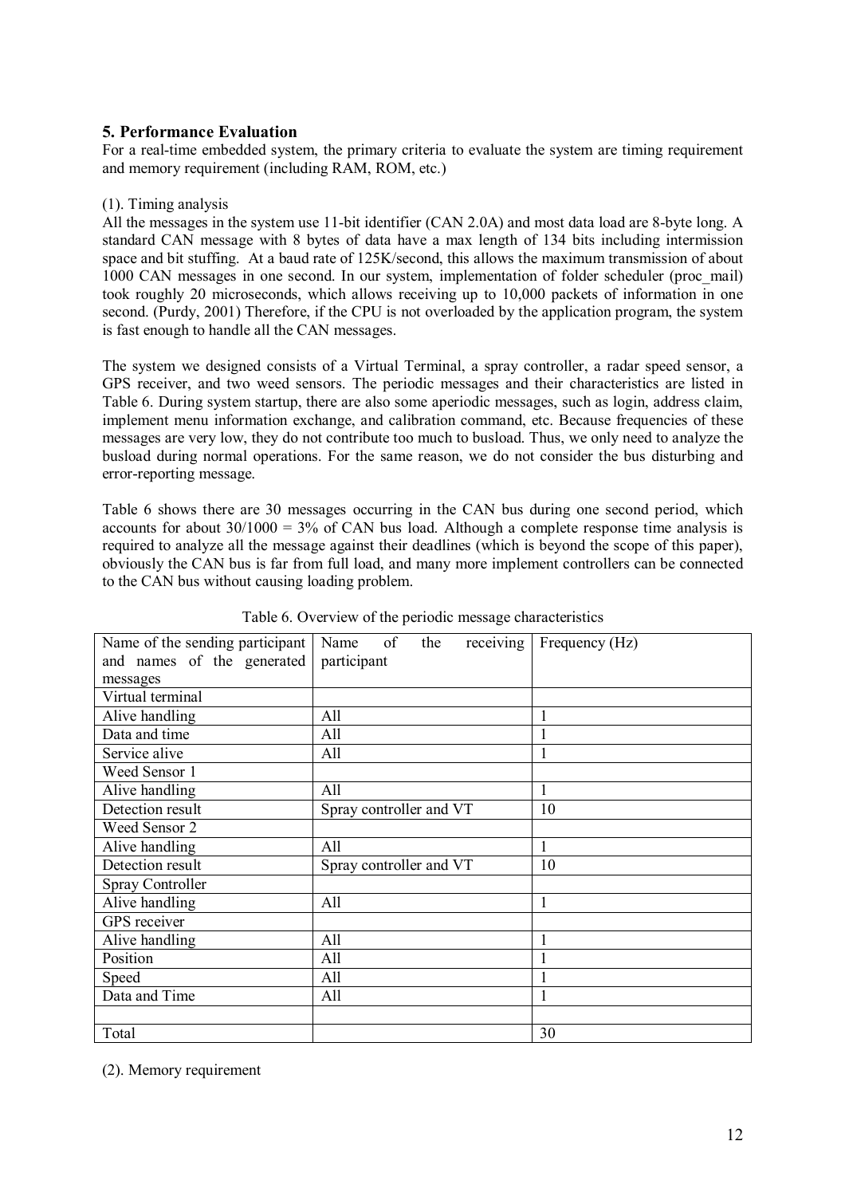## 5. Performance Evaluation

For a real-time embedded system, the primary criteria to evaluate the system are timing requirement and memory requirement (including RAM, ROM, etc.)

(1). Timing analysis

All the messages in the system use 11-bit identifier (CAN 2.0A) and most data load are 8-byte long. A standard CAN message with 8 bytes of data have a max length of 134 bits including intermission space and bit stuffing. At a baud rate of 125K/second, this allows the maximum transmission of about 1000 CAN messages in one second. In our system, implementation of folder scheduler (proc_mail) took roughly 20 microseconds, which allows receiving up to 10,000 packets of information in one second. (Purdy, 2001) Therefore, if the CPU is not overloaded by the application program, the system is fast enough to handle all the CAN messages.

The system we designed consists of a Virtual Terminal, a spray controller, a radar speed sensor, a GPS receiver, and two weed sensors. The periodic messages and their characteristics are listed in Table 6. During system startup, there are also some aperiodic messages, such as login, address claim, implement menu information exchange, and calibration command, etc. Because frequencies of these messages are very low, they do not contribute too much to busload. Thus, we only need to analyze the busload during normal operations. For the same reason, we do not consider the bus disturbing and error-reporting message.

Table 6 shows there are 30 messages occurring in the CAN bus during one second period, which accounts for about 30/1000 = 3% of CAN bus load. Although a complete response time analysis is required to analyze all the message against their deadlines (which is beyond the scope of this paper), obviously the CAN bus is far from full load, and many more implement controllers can be connected to the CAN bus without causing loading problem.

Table 6. Overview of the periodic message characteristics

| Name of the sending participant and names of the generated messages | Name of the receiving participant | Frequency (Hz) |
|---|---|---|
| Virtual terminal | | |
| Alive handling | All | 1 |
| Data and time | All | 1 |
| Service alive | All | 1 |
| Weed Sensor 1 | | |
| Alive handling | All | 1 |
| Detection result | Spray controller and VT | 10 |
| Weed Sensor 2 | | |
| Alive handling | All | 1 |
| Detection result | Spray controller and VT | 10 |
| Spray Controller | | |
| Alive handling | All | 1 |
| GPS receiver | | |
| Alive handling | All | 1 |
| Position | All | 1 |
| Speed | All | 1 |
| Data and Time | All | 1 |
| | | |
| Total | | 30 |

(2). Memory requirement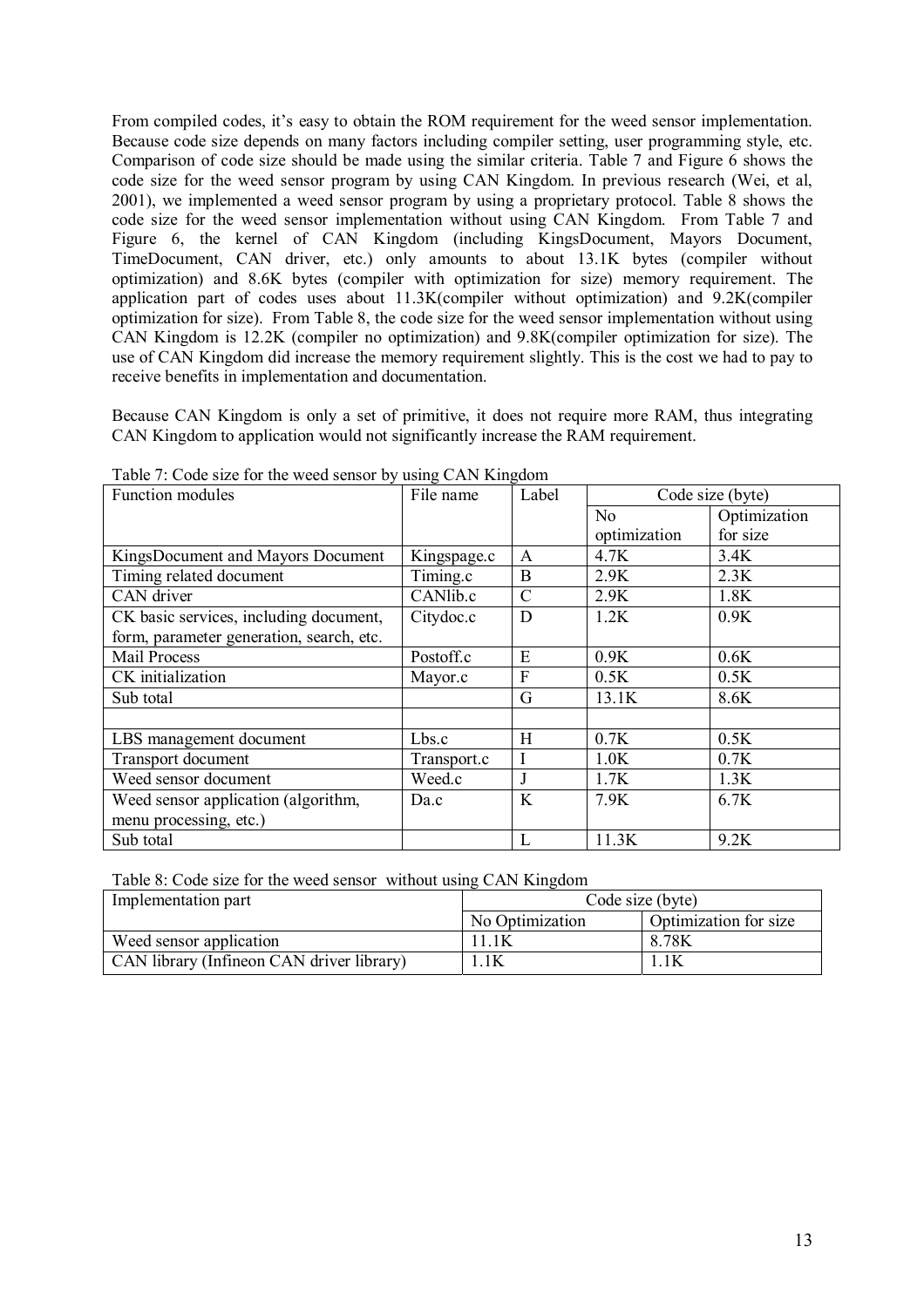From compiled codes, it's easy to obtain the ROM requirement for the weed sensor implementation. Because code size depends on many factors including compiler setting, user programming style, etc. Comparison of code size should be made using the similar criteria. Table 7 and Figure 6 shows the code size for the weed sensor program by using CAN Kingdom. In previous research (Wei, et al, 2001), we implemented a weed sensor program by using a proprietary protocol. Table 8 shows the code size for the weed sensor implementation without using CAN Kingdom. From Table 7 and Figure 6, the kernel of CAN Kingdom (including KingsDocument, Mayors Document, TimeDocument, CAN driver, etc.) only amounts to about 13.1K bytes (compiler without optimization) and 8.6K bytes (compiler with optimization for size) memory requirement. The application part of codes uses about 11.3K(compiler without optimization) and 9.2K(compiler optimization for size). From Table 8, the code size for the weed sensor implementation without using CAN Kingdom is 12.2K (compiler no optimization) and 9.8K(compiler optimization for size). The use of CAN Kingdom did increase the memory requirement slightly. This is the cost we had to pay to receive benefits in implementation and documentation.

Because CAN Kingdom is only a set of primitive, it does not require more RAM, thus integrating CAN Kingdom to application would not significantly increase the RAM requirement.

Table 7: Code size for the weed sensor by using CAN Kingdom

| Function modules | File name | Label | Code size (byte) | |
|---|---|---|---|---|
| | | | No optimization | Optimization for size |
| KingsDocument and Mayors Document | Kingspage.c | A | 4.7K | 3.4K |
| Timing related document | Timing.c | B | 2.9K | 2.3K |
| CAN driver | CANlib.c | C | 2.9K | 1.8K |
| CK basic services, including document, form, parameter generation, search, etc. | Citydoc.c | D | 1.2K | 0.9K |
| Mail Process | Postoff.c | E | 0.9K | 0.6K |
| CK initialization | Mayor.c | F | 0.5K | 0.5K |
| Sub total | | G | 13.1K | 8.6K |
| | | | | |
| LBS management document | Lbs.c | H | 0.7K | 0.5K |
| Transport document | Transport.c | I | 1.0K | 0.7K |
| Weed sensor document | Weed.c | J | 1.7K | 1.3K |
| Weed sensor application (algorithm, menu processing, etc.) | Da.c | K | 7.9K | 6.7K |
| Sub total | | L | 11.3K | 9.2K |

Table 8: Code size for the weed sensor without using CAN Kingdom

| Implementation part | Code size (byte) | |
|---|---|---|
| | No Optimization | Optimization for size |
| Weed sensor application | 11.1K | 8.78K |
| CAN library (Infineon CAN driver library) | 1.1K | 1.1K |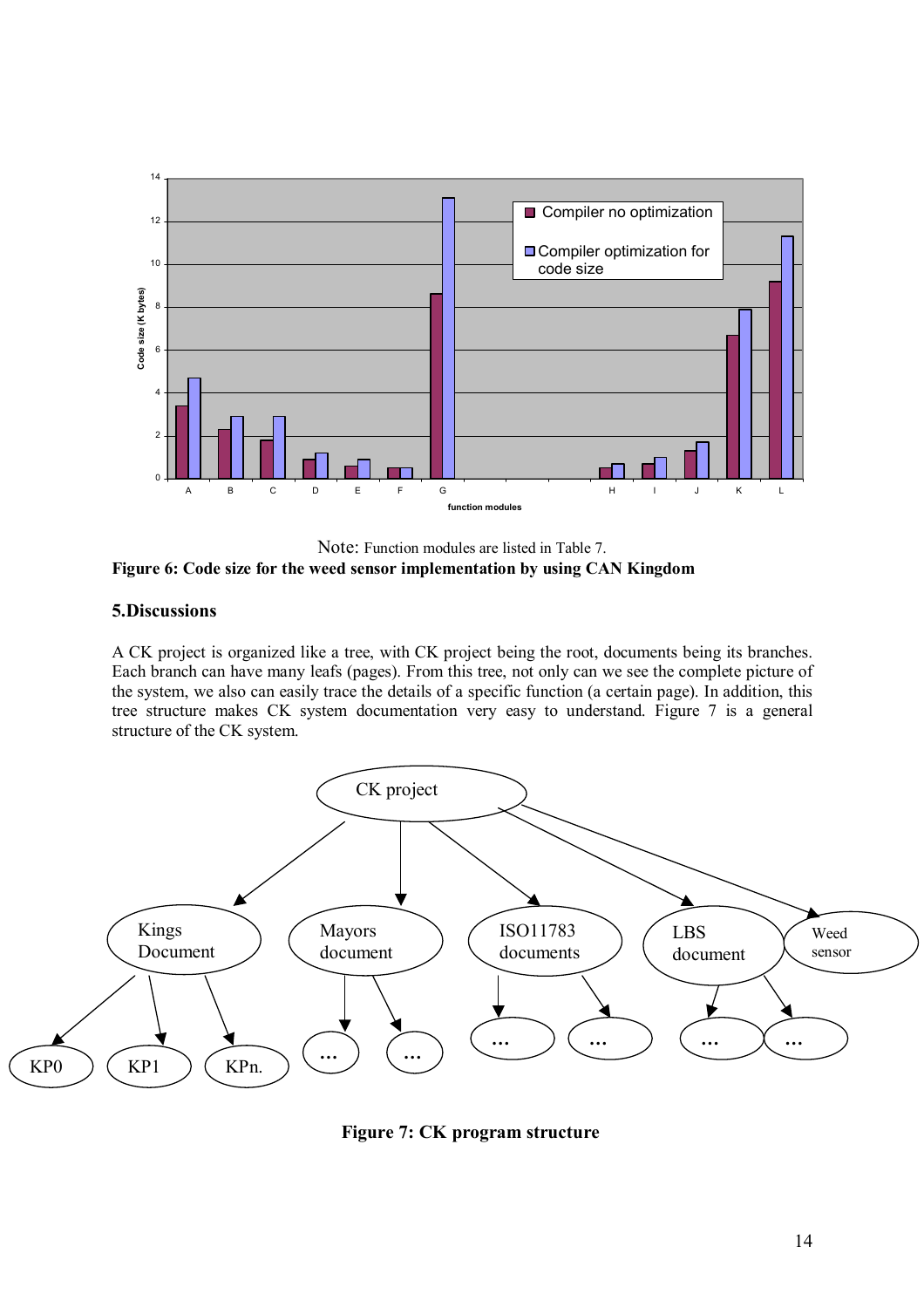Note: Function modules are listed in Table 7.

**Figure 6: Code size for the weed sensor implementation by using CAN Kingdom**

## 5.Discussions

A CK project is organized like a tree, with CK project being the root, documents being its branches. Each branch can have many leafs (pages). From this tree, not only can we see the complete picture of the system, we also can easily trace the details of a specific function (a certain page). In addition, this tree structure makes CK system documentation very easy to understand. Figure 7 is a general structure of the CK system.

**Figure 7: CK program structure**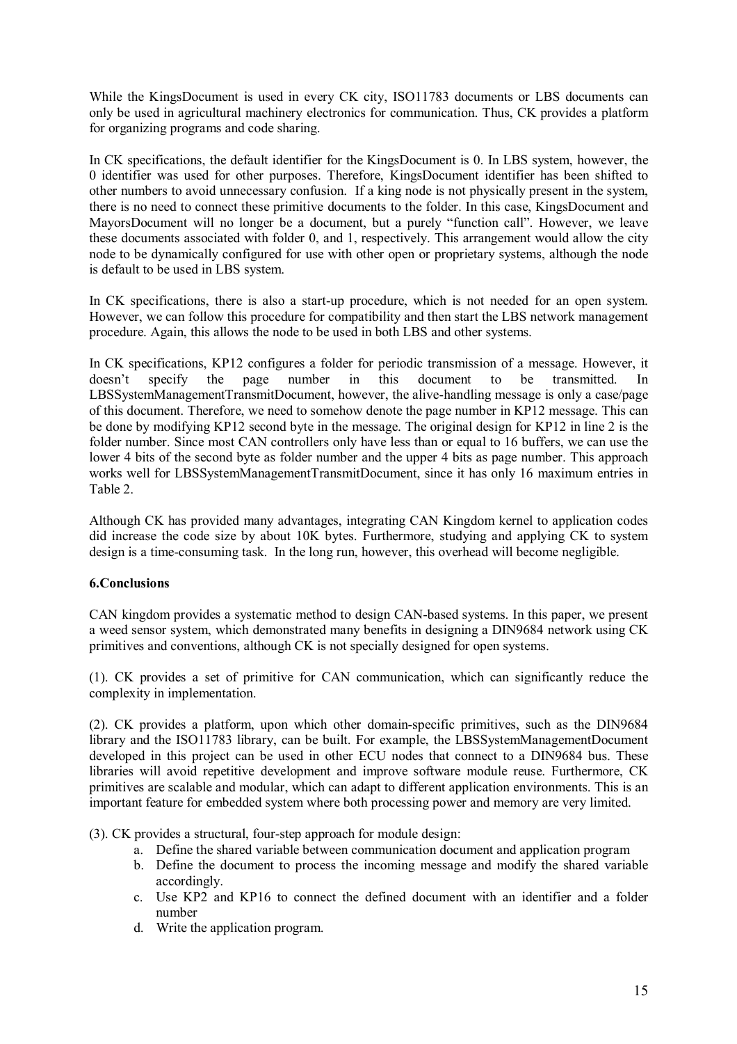While the KingsDocument is used in every CK city, ISO11783 documents or LBS documents can only be used in agricultural machinery electronics for communication. Thus, CK provides a platform for organizing programs and code sharing.

In CK specifications, the default identifier for the KingsDocument is 0. In LBS system, however, the 0 identifier was used for other purposes. Therefore, KingsDocument identifier has been shifted to other numbers to avoid unnecessary confusion. If a king node is not physically present in the system, there is no need to connect these primitive documents to the folder. In this case, KingsDocument and MayorsDocument will no longer be a document, but a purely "function call". However, we leave these documents associated with folder 0, and 1, respectively. This arrangement would allow the city node to be dynamically configured for use with other open or proprietary systems, although the node is default to be used in LBS system.

In CK specifications, there is also a start-up procedure, which is not needed for an open system. However, we can follow this procedure for compatibility and then start the LBS network management procedure. Again, this allows the node to be used in both LBS and other systems.

In CK specifications, KP12 configures a folder for periodic transmission of a message. However, it doesn't specify the page number in this document to be transmitted. In LBSSystemManagementTransmitDocument, however, the alive-handling message is only a case/page of this document. Therefore, we need to somehow denote the page number in KP12 message. This can be done by modifying KP12 second byte in the message. The original design for KP12 in line 2 is the folder number. Since most CAN controllers only have less than or equal to 16 buffers, we can use the lower 4 bits of the second byte as folder number and the upper 4 bits as page number. This approach works well for LBSSystemManagementTransmitDocument, since it has only 16 maximum entries in Table 2.

Although CK has provided many advantages, integrating CAN Kingdom kernel to application codes did increase the code size by about 10K bytes. Furthermore, studying and applying CK to system design is a time-consuming task. In the long run, however, this overhead will become negligible.

**6.Conclusions**

CAN kingdom provides a systematic method to design CAN-based systems. In this paper, we present a weed sensor system, which demonstrated many benefits in designing a DIN9684 network using CK primitives and conventions, although CK is not specially designed for open systems.

(1). CK provides a set of primitive for CAN communication, which can significantly reduce the complexity in implementation.

(2). CK provides a platform, upon which other domain-specific primitives, such as the DIN9684 library and the ISO11783 library, can be built. For example, the LBSSystemManagementDocument developed in this project can be used in other ECU nodes that connect to a DIN9684 bus. These libraries will avoid repetitive development and improve software module reuse. Furthermore, CK primitives are scalable and modular, which can adapt to different application environments. This is an important feature for embedded system where both processing power and memory are very limited.

(3). CK provides a structural, four-step approach for module design:

a. Define the shared variable between communication document and application program
b. Define the document to process the incoming message and modify the shared variable accordingly.
c. Use KP2 and KP16 to connect the defined document with an identifier and a folder number
d. Write the application program.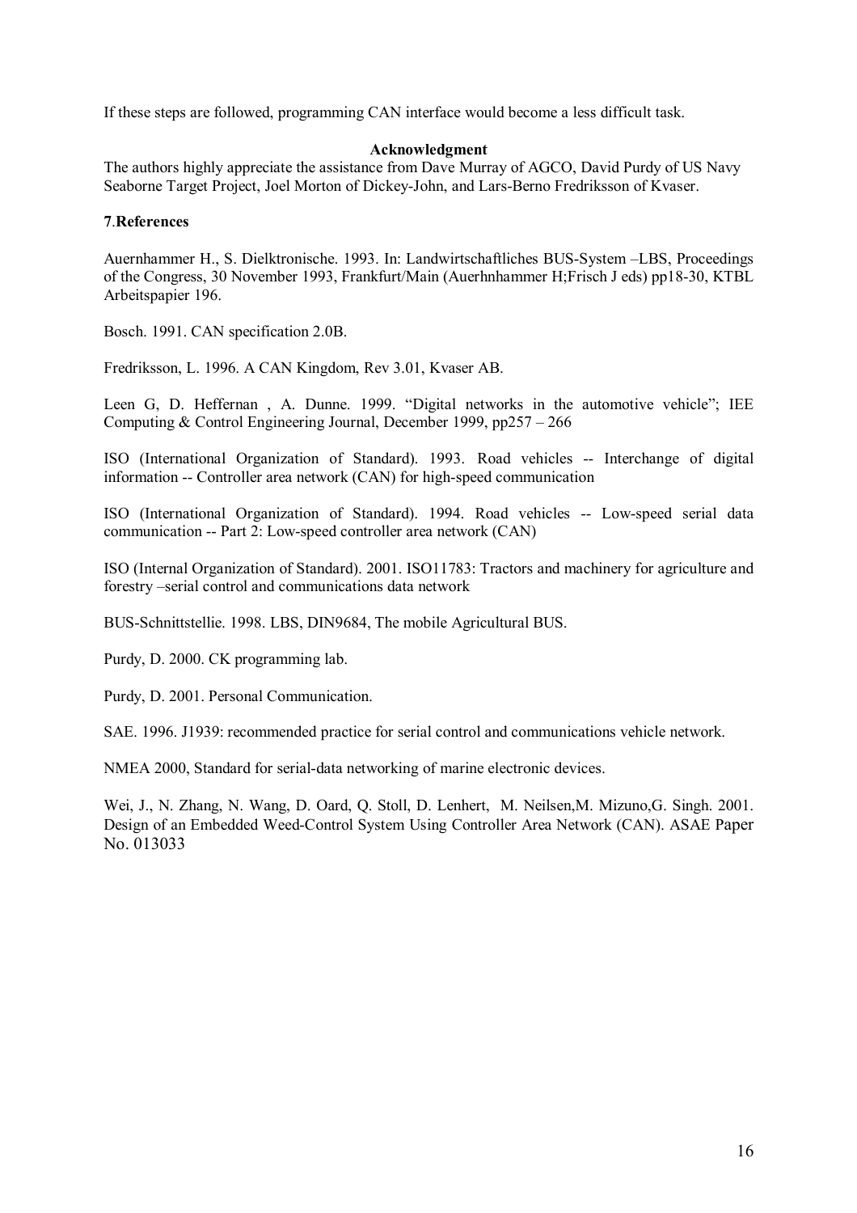If these steps are followed, programming CAN interface would become a less difficult task.

**Acknowledgment**

The authors highly appreciate the assistance from Dave Murray of AGCO, David Purdy of US Navy Seaborne Target Project, Joel Morton of Dickey-John, and Lars-Berno Fredriksson of Kvaser.

## 7. References

Auernhammer H., S. Dielktronische. 1993. In: Landwirtschaftliches BUS-System –LBS, Proceedings of the Congress, 30 November 1993, Frankfurt/Main (Auerhnhammer H;Frisch J eds) pp18-30, KTBL Arbeitspapier 196.

Bosch. 1991. CAN specification 2.0B.

Fredriksson, L. 1996. A CAN Kingdom, Rev 3.01, Kvaser AB.

Leen G, D. Heffernan , A. Dunne. 1999. "Digital networks in the automotive vehicle"; IEE Computing & Control Engineering Journal, December 1999, pp257 – 266

ISO (International Organization of Standard). 1993. Road vehicles -- Interchange of digital information -- Controller area network (CAN) for high-speed communication

ISO (International Organization of Standard). 1994. Road vehicles -- Low-speed serial data communication -- Part 2: Low-speed controller area network (CAN)

ISO (Internal Organization of Standard). 2001. ISO11783: Tractors and machinery for agriculture and forestry –serial control and communications data network

BUS-Schnittstellie. 1998. LBS, DIN9684, The mobile Agricultural BUS.

Purdy, D. 2000. CK programming lab.

Purdy, D. 2001. Personal Communication.

SAE. 1996. J1939: recommended practice for serial control and communications vehicle network.

NMEA 2000, Standard for serial-data networking of marine electronic devices.

Wei, J., N. Zhang, N. Wang, D. Oard, Q. Stoll, D. Lenhert, M. Neilsen,M. Mizuno,G. Singh. 2001. Design of an Embedded Weed-Control System Using Controller Area Network (CAN). ASAE Paper No. 013033